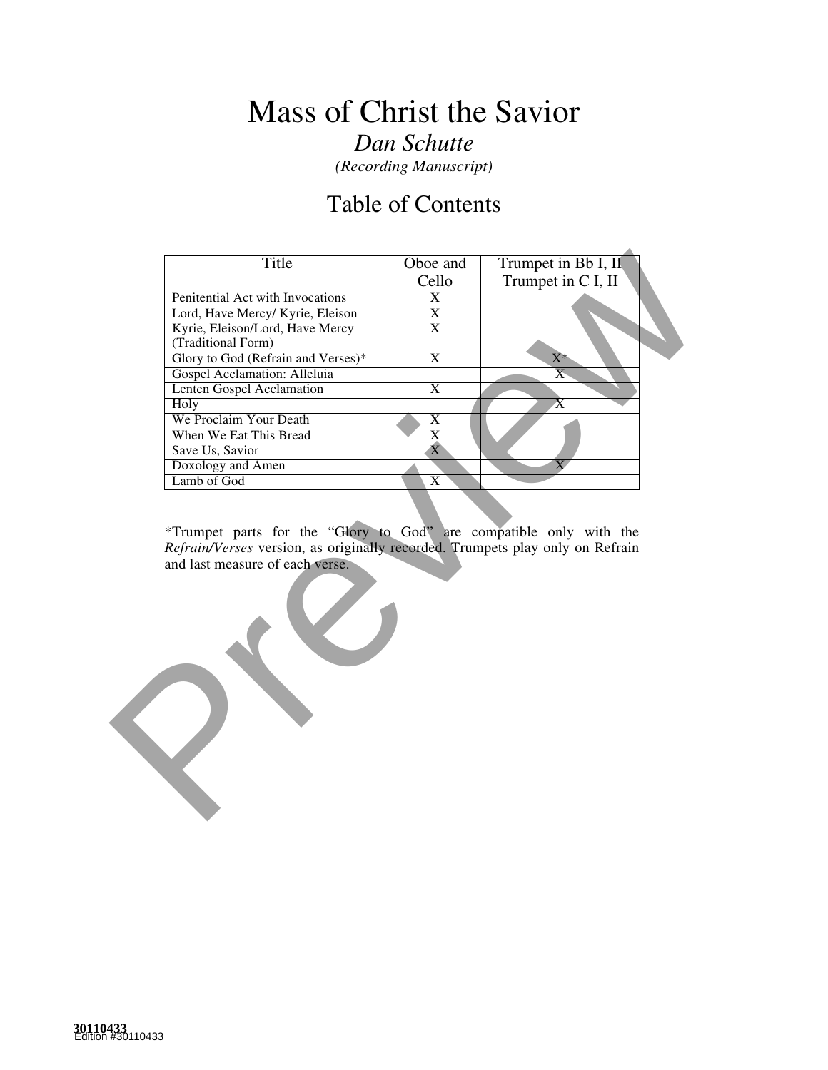# Mass of Christ the Savior

*Dan Schutte*

*(Recording Manuscript)*

## Table of Contents

| Title | Oboe and Cello | Trumpet in Bb I, II Trumpet in C I, II |
|---|---|---|
| Penitential Act with Invocations | X | |
| Lord, Have Mercy/ Kyrie, Eleison | X | |
| Kyrie, Eleison/Lord, Have Mercy (Traditional Form) | X | |
| Glory to God (Refrain and Verses)* | X | X* |
| Gospel Acclamation: Alleluia | | X |
| Lenten Gospel Acclamation | X | |
| Holy | | X |
| We Proclaim Your Death | X | |
| When We Eat This Bread | X | |
| Save Us, Savior | X | |
| Doxology and Amen | | X |
| Lamb of God | X | |

*Trumpet parts for the "Glory to God" are compatible only with the *Refrain/Verses* version, as originally recorded. Trumpets play only on Refrain and last measure of each verse.

30110433
Edition #30110433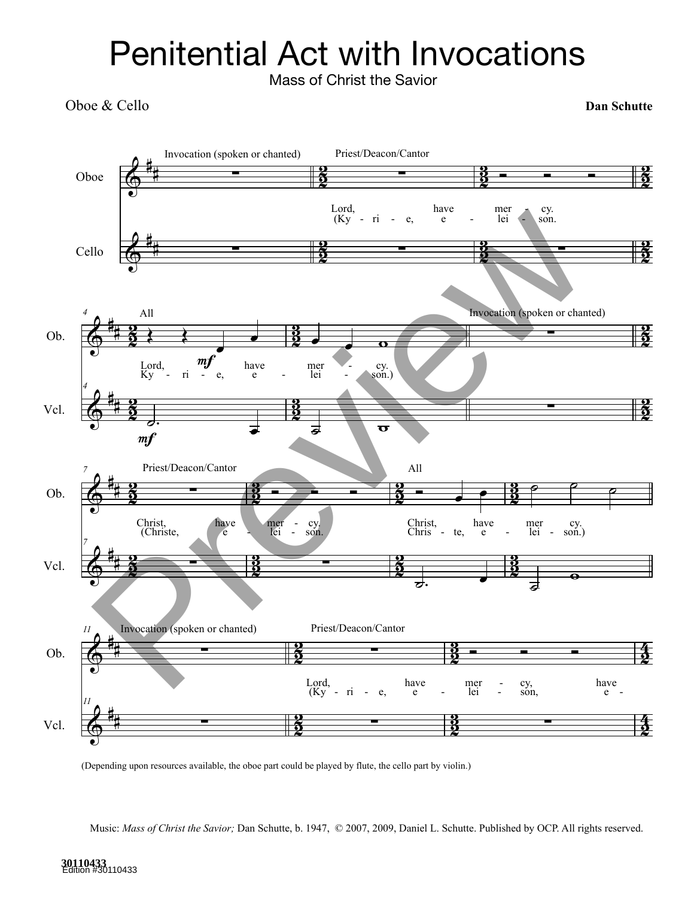# Penitential Act with Invocations

Mass of Christ the Savior

Oboe & Cello

**Dan Schutte**

Invocation (spoken or chanted)

Priest/Deacon/Cantor

Lord, have mer - cy.
(Ky - ri - e, e - lei - son.

All

Lord, have mer - cy.
Ky - ri - e, e - lei - son.)

Invocation (spoken or chanted)

Priest/Deacon/Cantor

Christ, have mer - cy.
(Christe, e - lei - son.

All

Christ, have mer cy.
Chris - te, e - lei - son.)

Invocation (spoken or chanted)

Priest/Deacon/Cantor

Lord, have mer - cy, have
(Ky - ri - e, e - lei - son, e -

(Depending upon resources available, the oboe part could be played by flute, the cello part by violin.)

Music: *Mass of Christ the Savior;* Dan Schutte, b. 1947, © 2007, 2009, Daniel L. Schutte. Published by OCP. All rights reserved.

30110433
Edition #30110433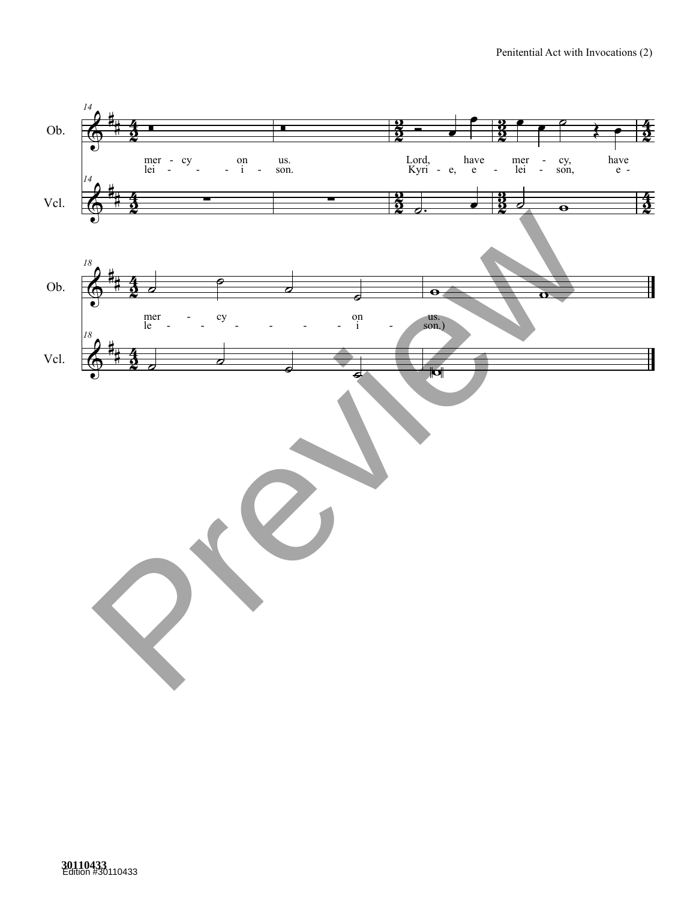Ob.

mer - cy on us. Lord, have mer - cy, have

lei - - - i - son. Kyri - e, e - lei - son, e -

Vcl.

Ob.

mer - cy on us.

le - - - - - - i - son.)

Vcl.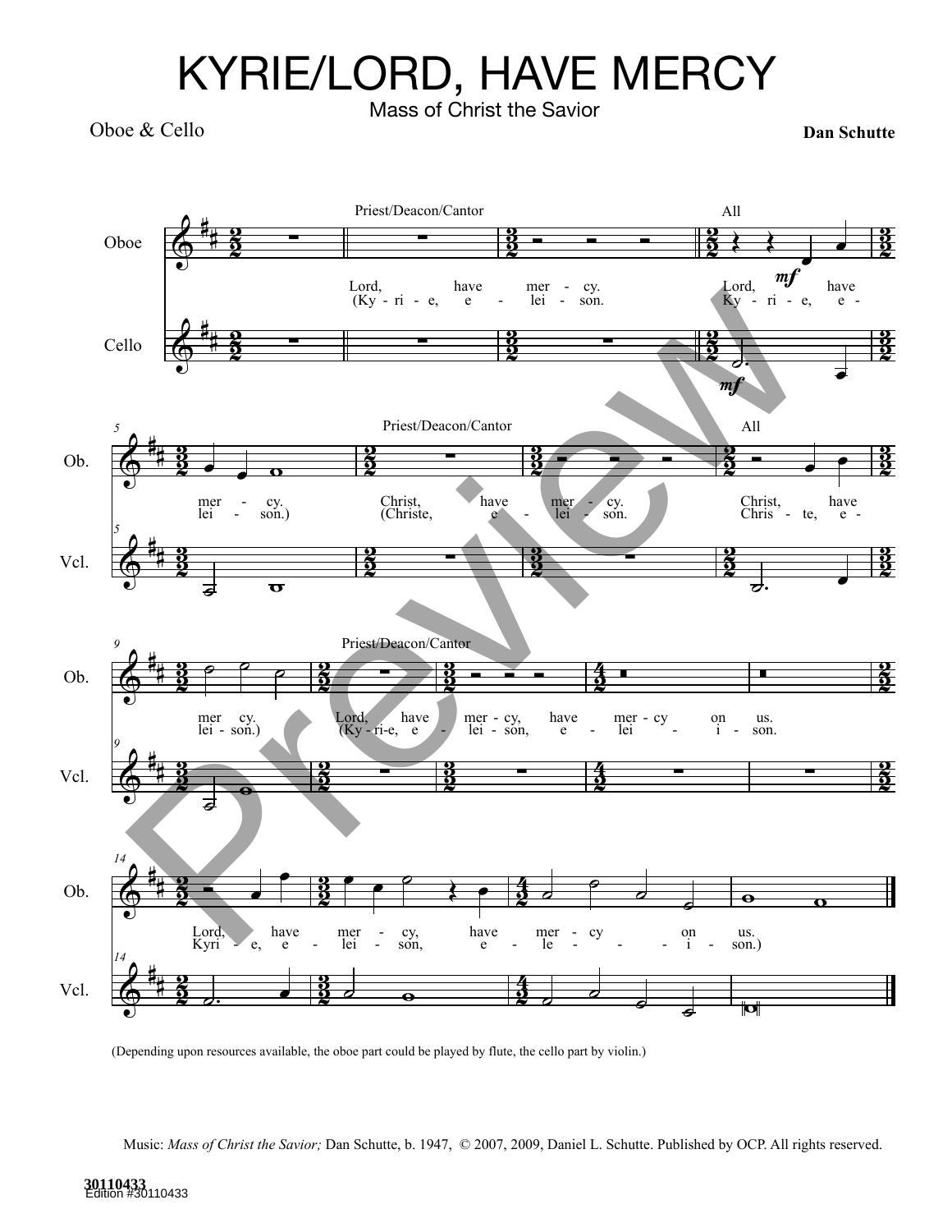# KYRIE/LORD, HAVE MERCY

Mass of Christ the Savior

Oboe & Cello

**Dan Schutte**

(Depending upon resources available, the oboe part could be played by flute, the cello part by violin.)

Music: *Mass of Christ the Savior;* Dan Schutte, b. 1947, © 2007, 2009, Daniel L. Schutte. Published by OCP. All rights reserved.

30110433
Edition #30110433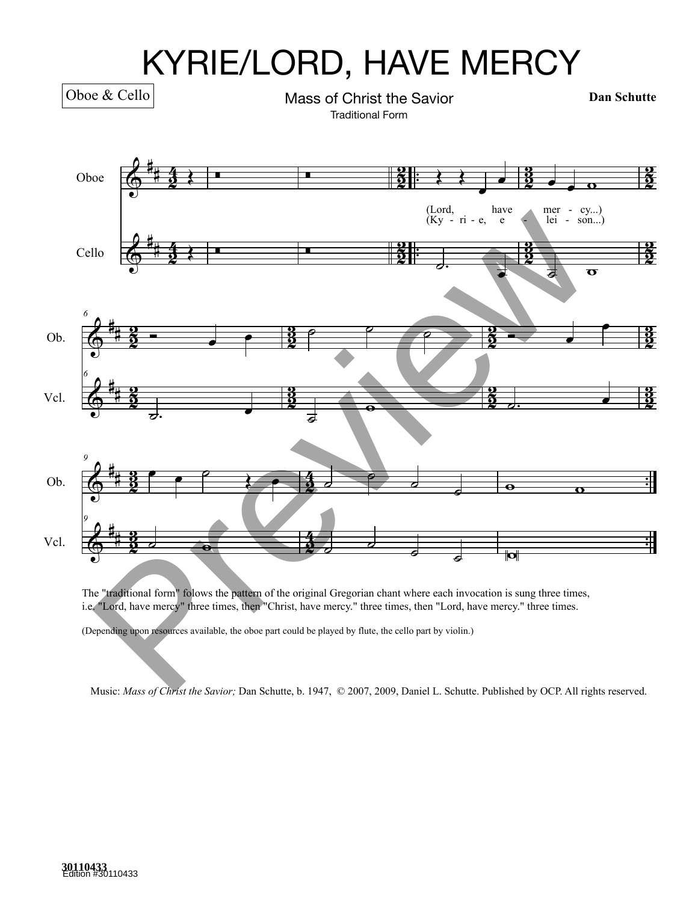# KYRIE/LORD, HAVE MERCY

Oboe & Cello

Mass of Christ the Savior

Traditional Form

**Dan Schutte**

Oboe

Cello

(Lord, have mer - cy...)
(Ky - ri - e, e - lei - son...)

The "traditional form" folows the pattern of the original Gregorian chant where each invocation is sung three times, i.e. "Lord, have mercy" three times, then "Christ, have mercy." three times, then "Lord, have mercy." three times.

(Depending upon resources available, the oboe part could be played by flute, the cello part by violin.)

Music: *Mass of Christ the Savior;* Dan Schutte, b. 1947, © 2007, 2009, Daniel L. Schutte. Published by OCP. All rights reserved.

**30110433**
Edition #30110433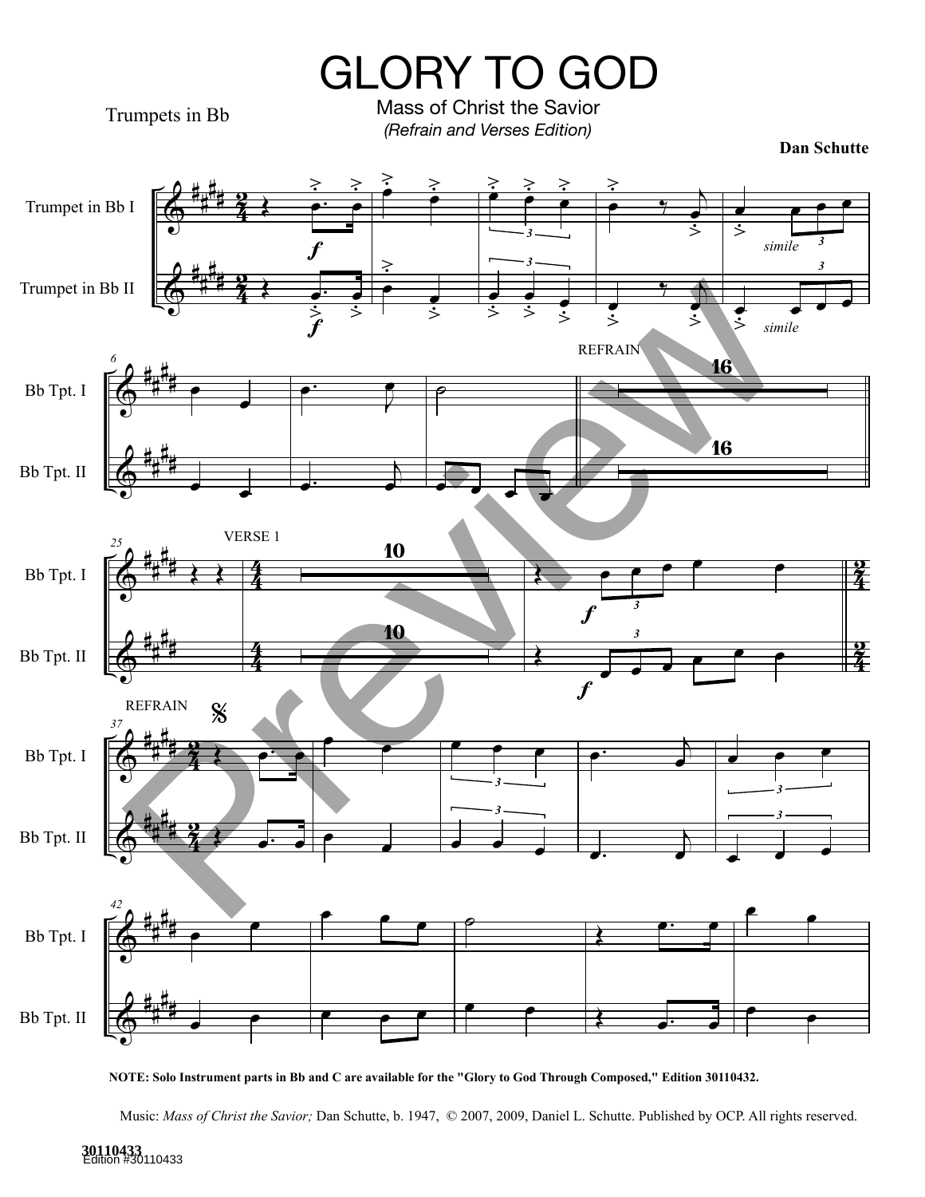# GLORY TO GOD

Mass of Christ the Savior

*(Refrain and Verses Edition)*

Trumpets in Bb

**Dan Schutte**

**NOTE: Solo Instrument parts in Bb and C are available for the "Glory to God Through Composed," Edition 30110432.**

Music: *Mass of Christ the Savior;* Dan Schutte, b. 1947, © 2007, 2009, Daniel L. Schutte. Published by OCP. All rights reserved.

30110433
Edition #30110433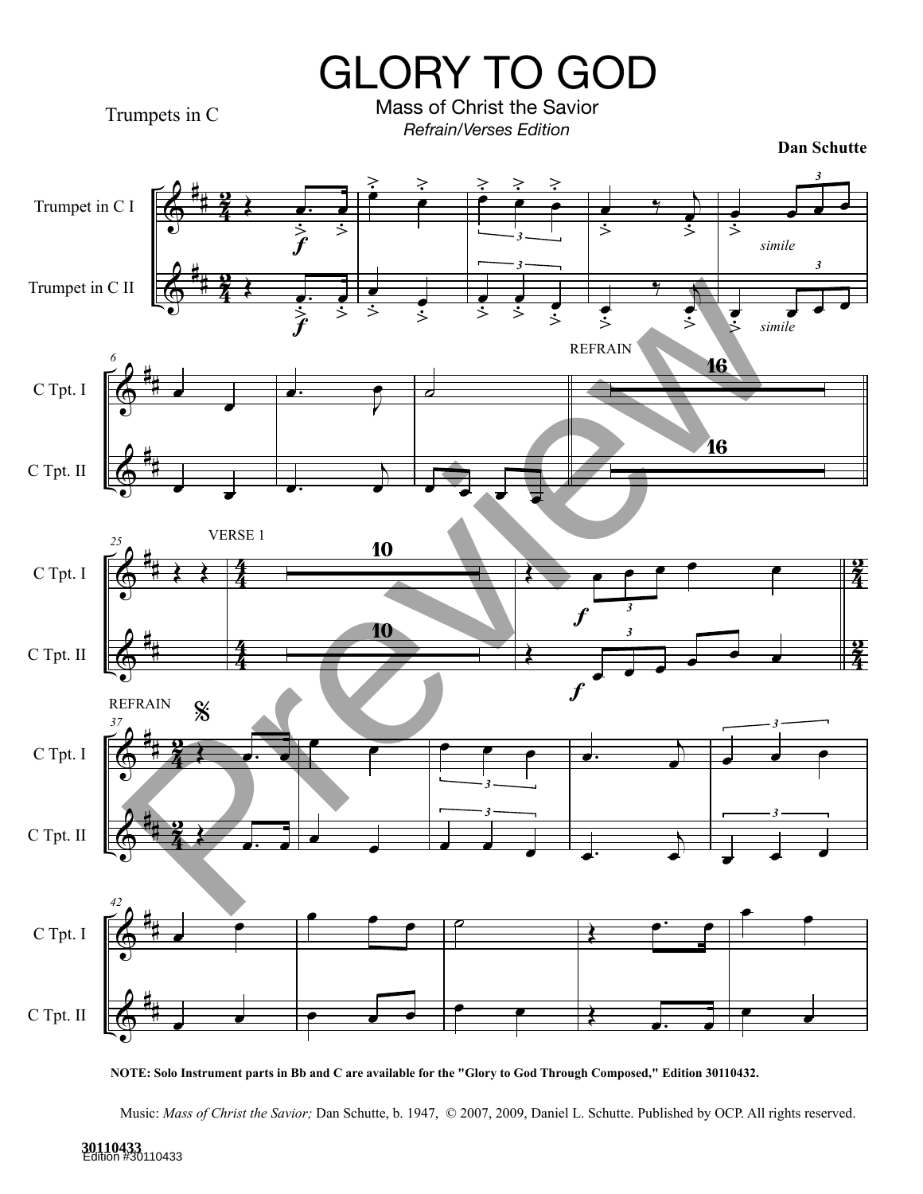# GLORY TO GOD

Trumpets in C

Mass of Christ the Savior

*Refrain/Verses Edition*

**Dan Schutte**

**NOTE: Solo Instrument parts in Bb and C are available for the "Glory to God Through Composed," Edition 30110432.**

Music: *Mass of Christ the Savior;* Dan Schutte, b. 1947, © 2007, 2009, Daniel L. Schutte. Published by OCP. All rights reserved.

**30110433**
Edition #30110433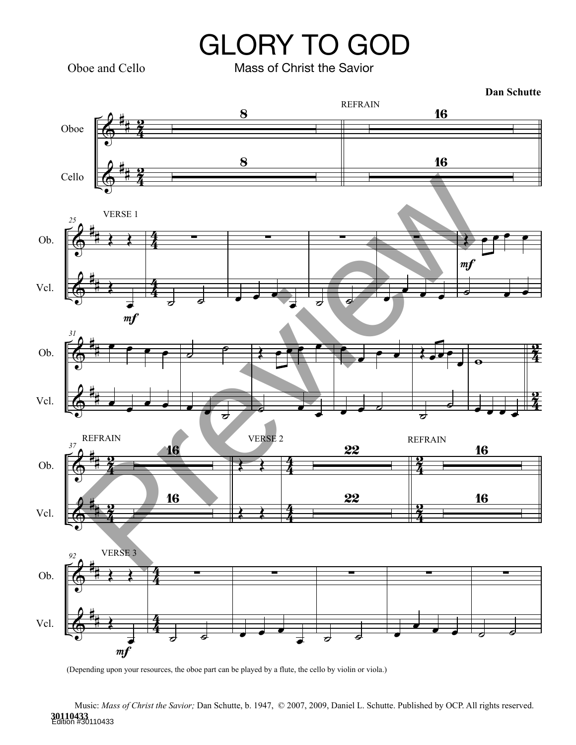# GLORY TO GOD

Oboe and Cello

Mass of Christ the Savior

**Dan Schutte**

(Depending upon your resources, the oboe part can be played by a flute, the cello by violin or viola.)

Music: *Mass of Christ the Savior;* Dan Schutte, b. 1947, © 2007, 2009, Daniel L. Schutte. Published by OCP. All rights reserved.

**30110433**
Edition #30110433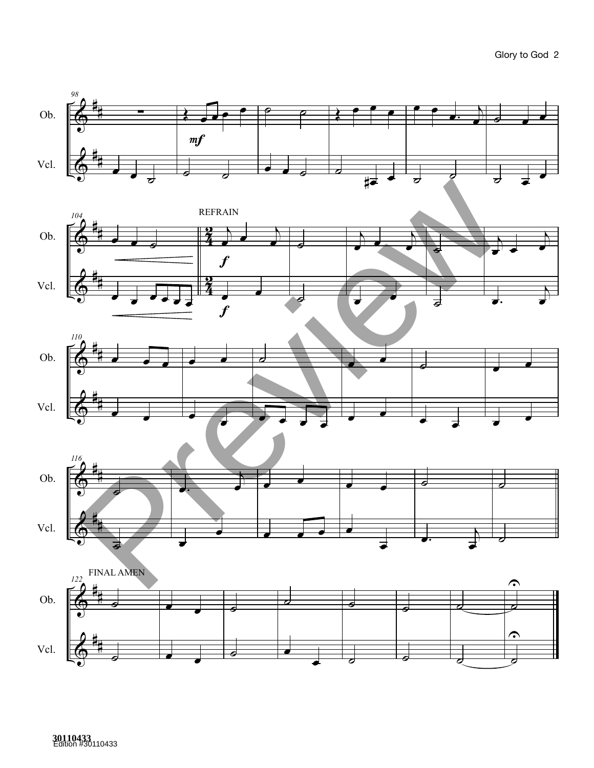REFRAIN

FINAL AMEN

30110433
Edition #30110433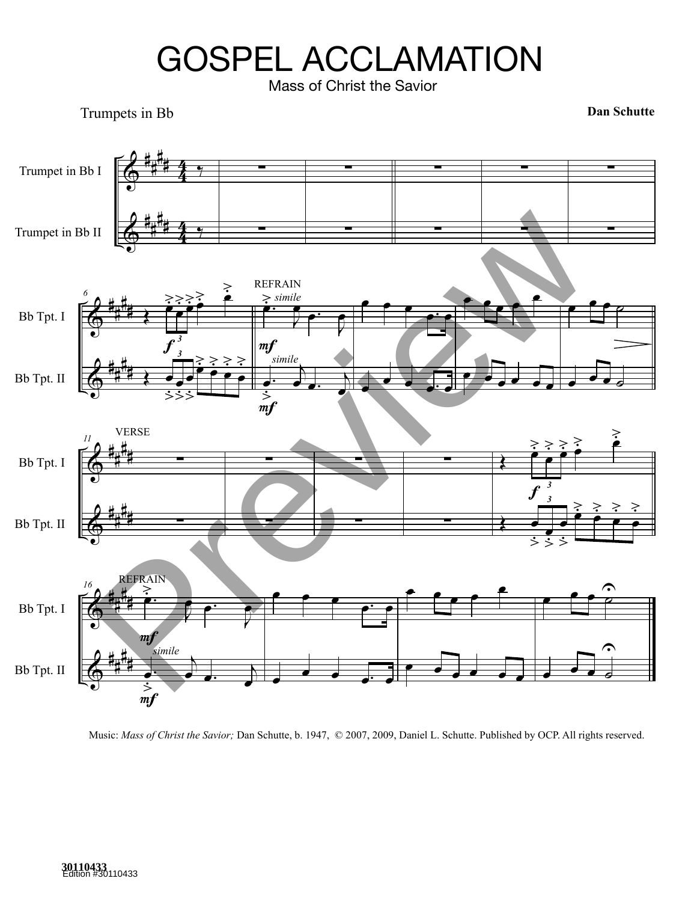# GOSPEL ACCLAMATION

Mass of Christ the Savior

Trumpets in Bb

**Dan Schutte**

Music: *Mass of Christ the Savior;* Dan Schutte, b. 1947, © 2007, 2009, Daniel L. Schutte. Published by OCP. All rights reserved.

**30110433**
Edition #30110433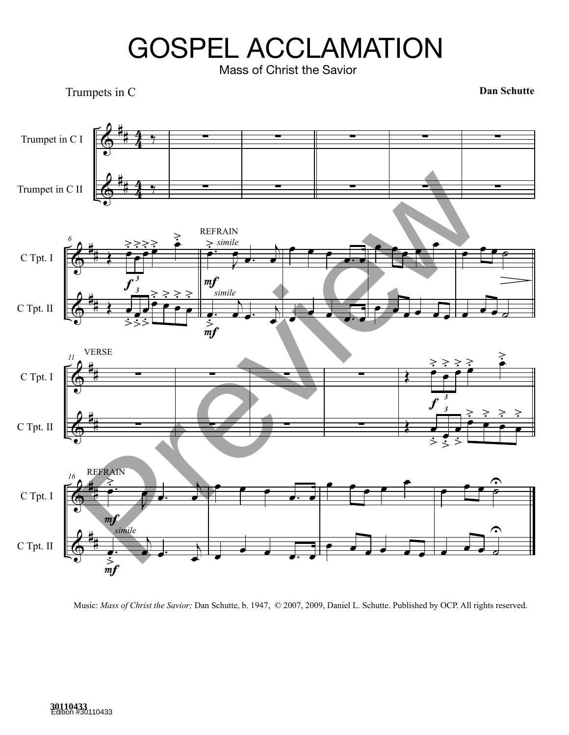# GOSPEL ACCLAMATION

Mass of Christ the Savior

Trumpets in C

**Dan Schutte**

Music: *Mass of Christ the Savior;* Dan Schutte, b. 1947, © 2007, 2009, Daniel L. Schutte. Published by OCP. All rights reserved.

**30110433**
Edition #30110433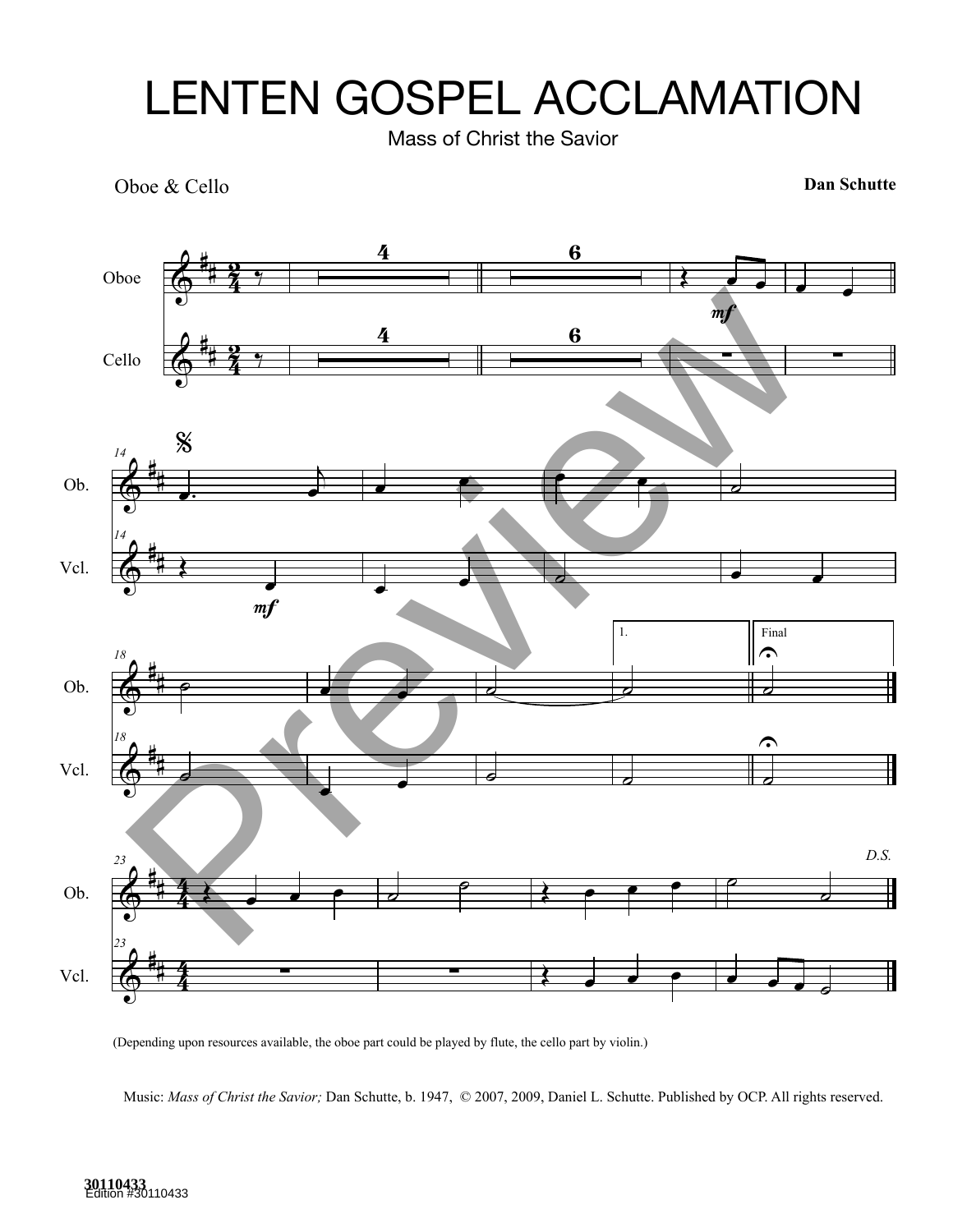# LENTEN GOSPEL ACCLAMATION

Mass of Christ the Savior

Oboe & Cello

**Dan Schutte**

(Depending upon resources available, the oboe part could be played by flute, the cello part by violin.)

Music: *Mass of Christ the Savior;* Dan Schutte, b. 1947, © 2007, 2009, Daniel L. Schutte. Published by OCP. All rights reserved.

**30110433**
Edition #30110433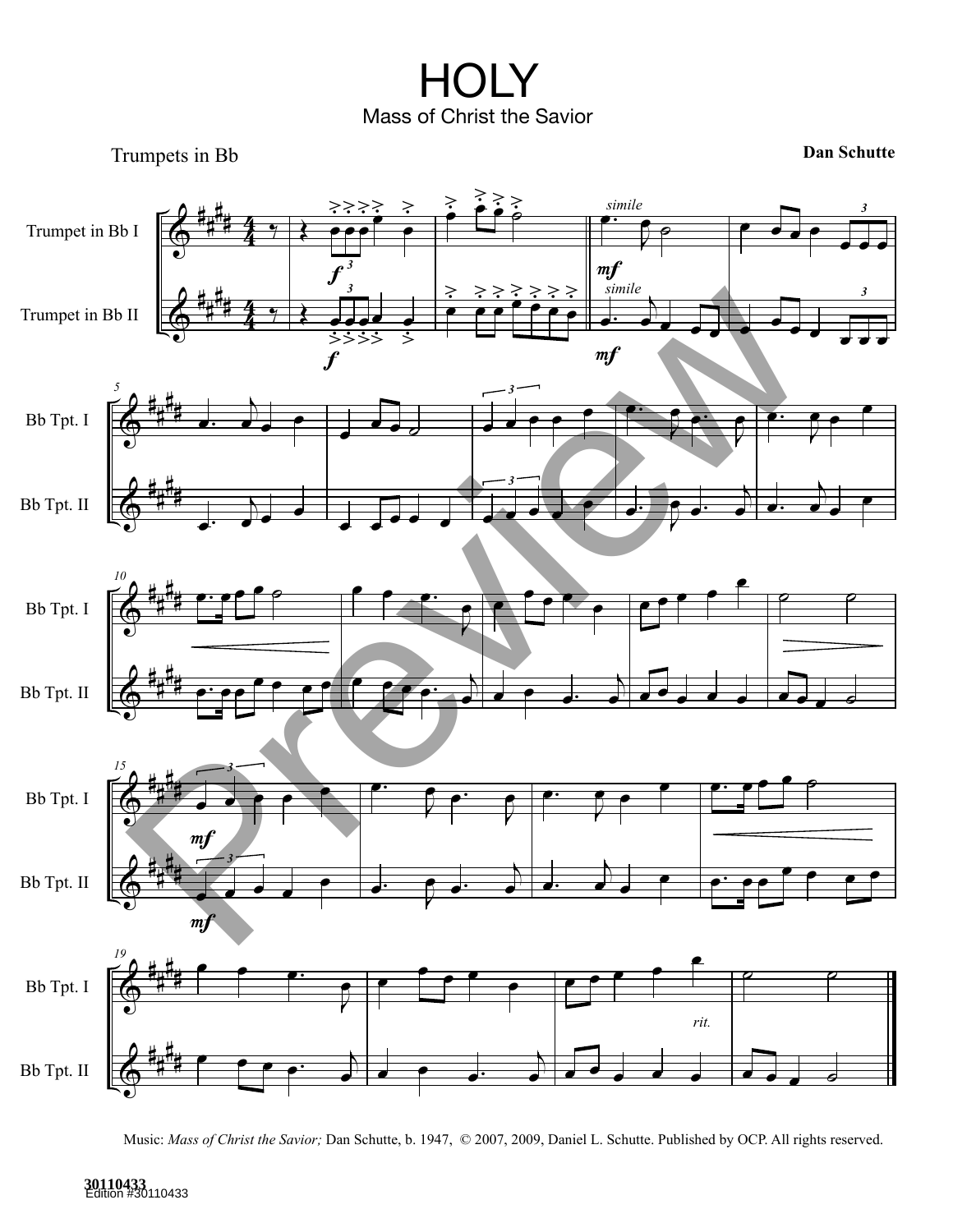# HOLY

## Mass of Christ the Savior

Trumpets in Bb

**Dan Schutte**

Music: *Mass of Christ the Savior;* Dan Schutte, b. 1947, © 2007, 2009, Daniel L. Schutte. Published by OCP. All rights reserved.

30110433
Edition #30110433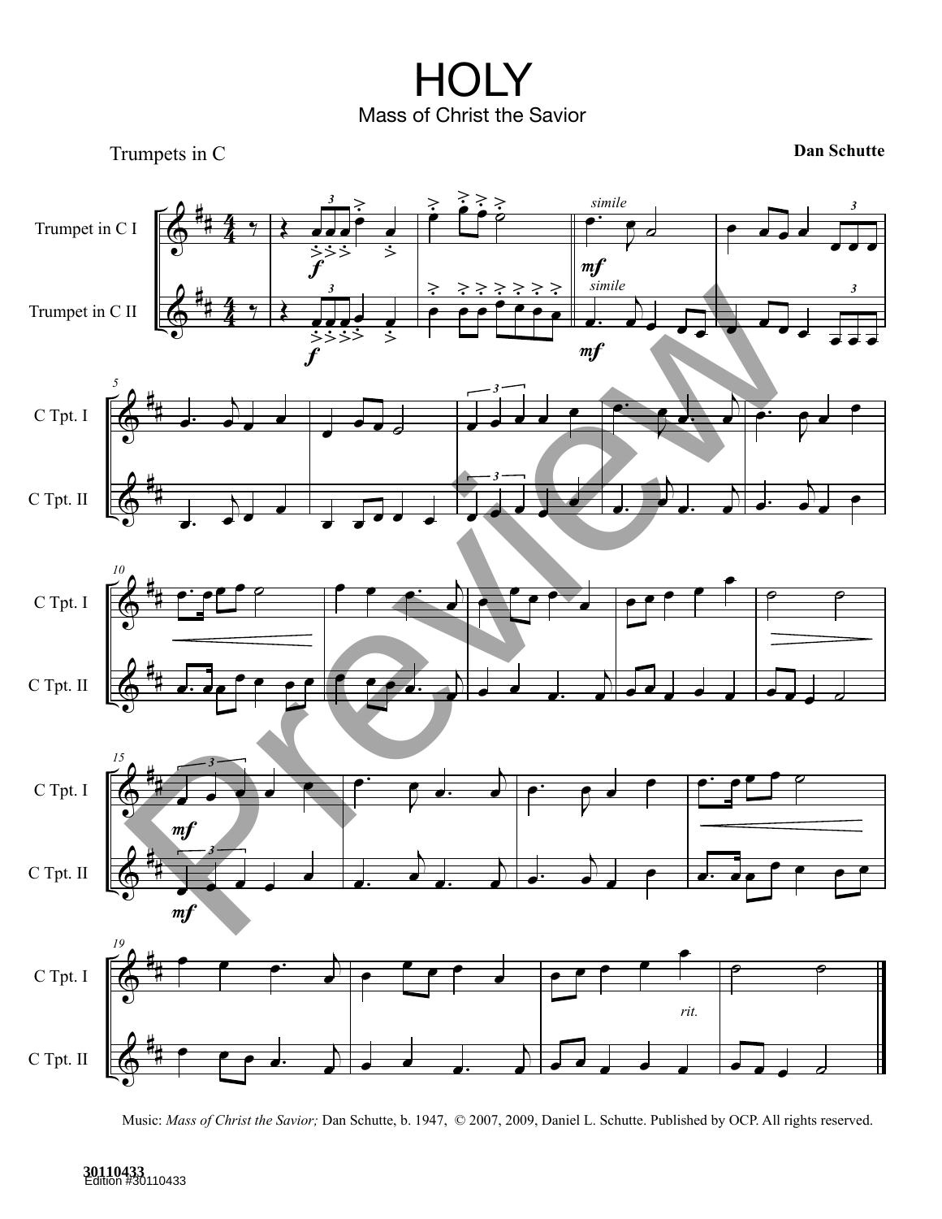# HOLY

## Mass of Christ the Savior

Trumpets in C

**Dan Schutte**

Music: *Mass of Christ the Savior;* Dan Schutte, b. 1947, © 2007, 2009, Daniel L. Schutte. Published by OCP. All rights reserved.

30110433
Edition #30110433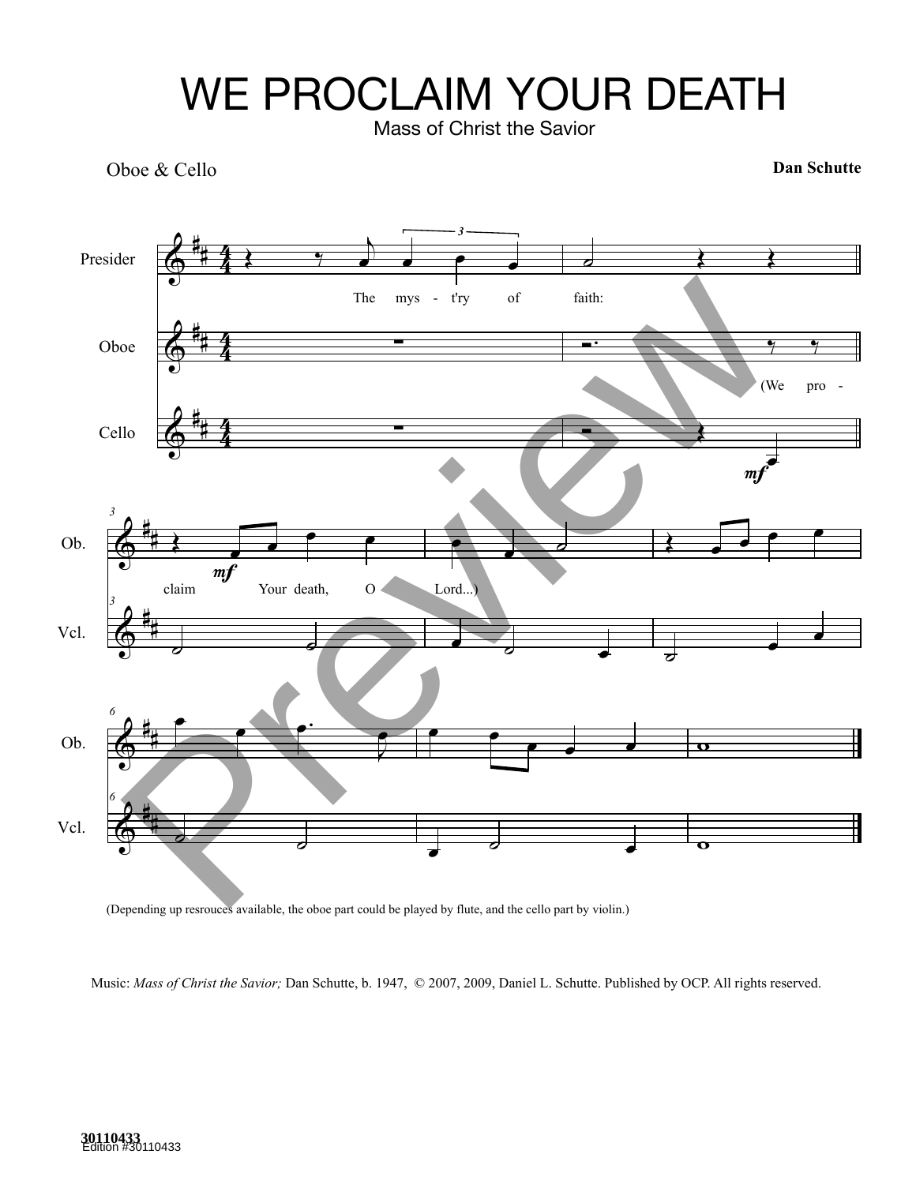# WE PROCLAIM YOUR DEATH

Mass of Christ the Savior

Oboe & Cello

**Dan Schutte**

(Depending up resrouces available, the oboe part could be played by flute, and the cello part by violin.)

Music: *Mass of Christ the Savior;* Dan Schutte, b. 1947, © 2007, 2009, Daniel L. Schutte. Published by OCP. All rights reserved.

30110433
Edition #30110433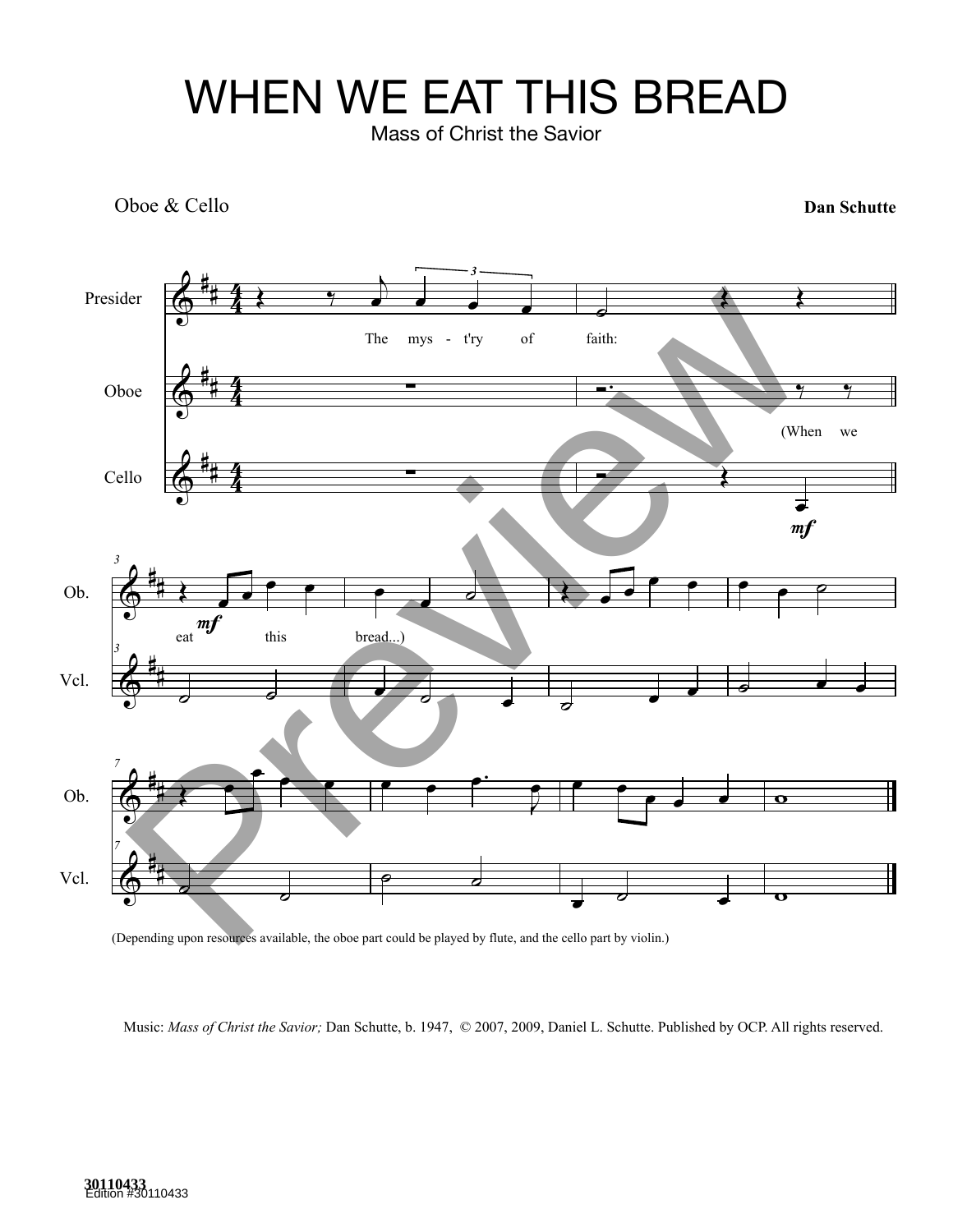# WHEN WE EAT THIS BREAD

Mass of Christ the Savior

Oboe & Cello

**Dan Schutte**

(Depending upon resources available, the oboe part could be played by flute, and the cello part by violin.)

Music: *Mass of Christ the Savior;* Dan Schutte, b. 1947, © 2007, 2009, Daniel L. Schutte. Published by OCP. All rights reserved.

**30110433**
Edition #30110433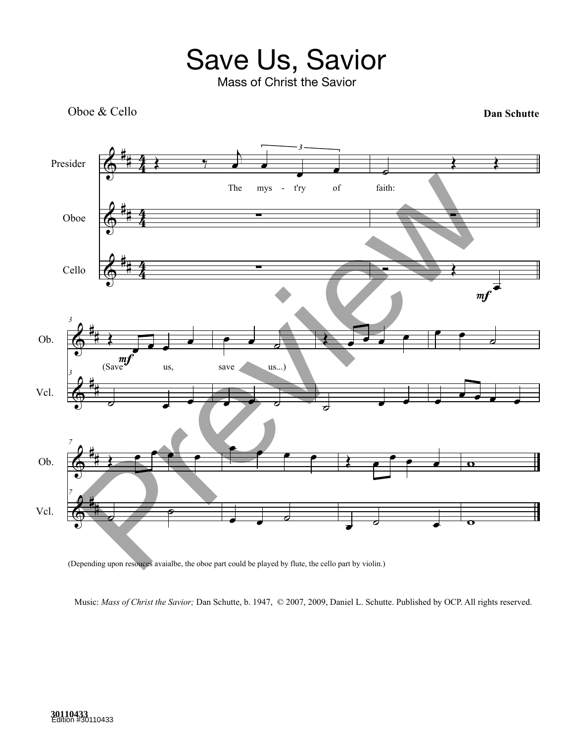# Save Us, Savior

Mass of Christ the Savior

Oboe & Cello

**Dan Schutte**

(Depending upon resouces avaialbe, the oboe part could be played by flute, the cello part by violin.)

Music: *Mass of Christ the Savior;* Dan Schutte, b. 1947, © 2007, 2009, Daniel L. Schutte. Published by OCP. All rights reserved.

**30110433**
Edition #30110433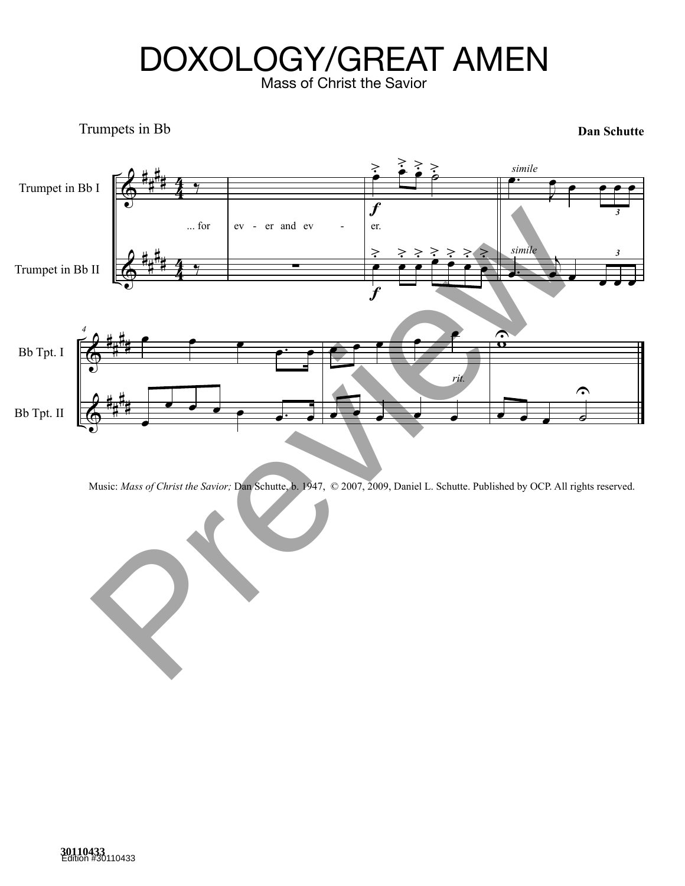# DOXOLOGY/GREAT AMEN

Mass of Christ the Savior

Trumpets in Bb

**Dan Schutte**

Music: *Mass of Christ the Savior;* Dan Schutte, b. 1947, © 2007, 2009, Daniel L. Schutte. Published by OCP. All rights reserved.

**30110433**
Edition #30110433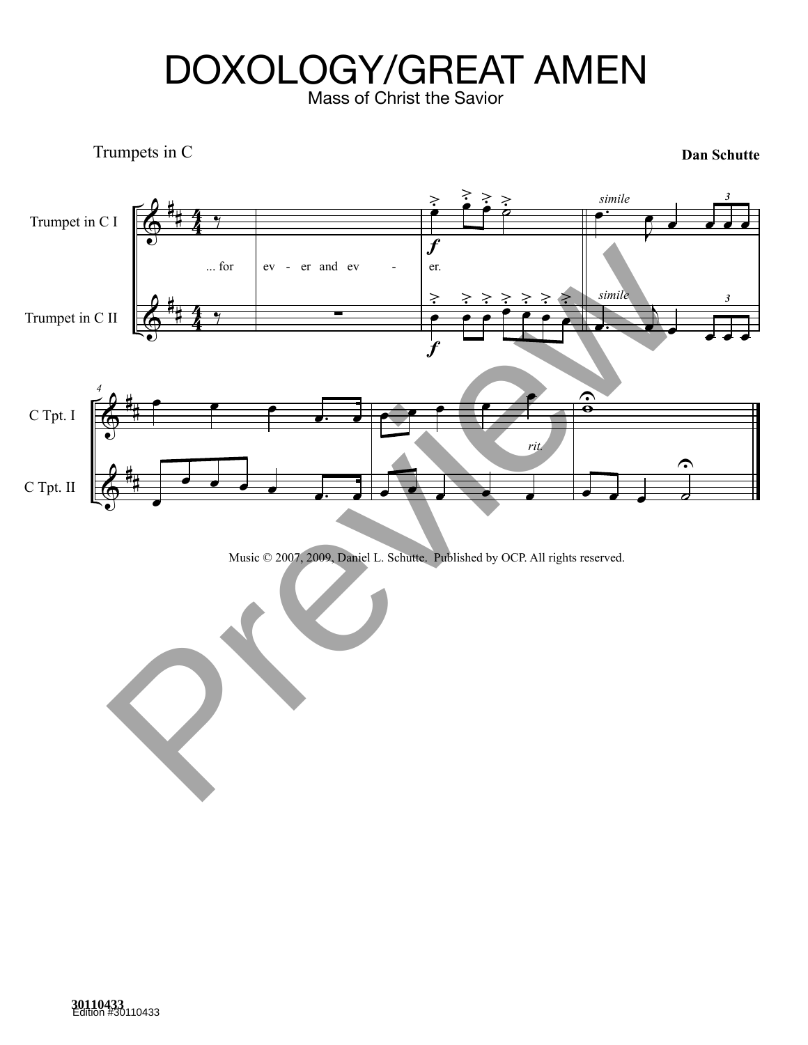# DOXOLOGY/GREAT AMEN

Mass of Christ the Savior

Trumpets in C

**Dan Schutte**

Music © 2007, 2009, Daniel L. Schutte. Published by OCP. All rights reserved.

**30110433**
Edition #30110433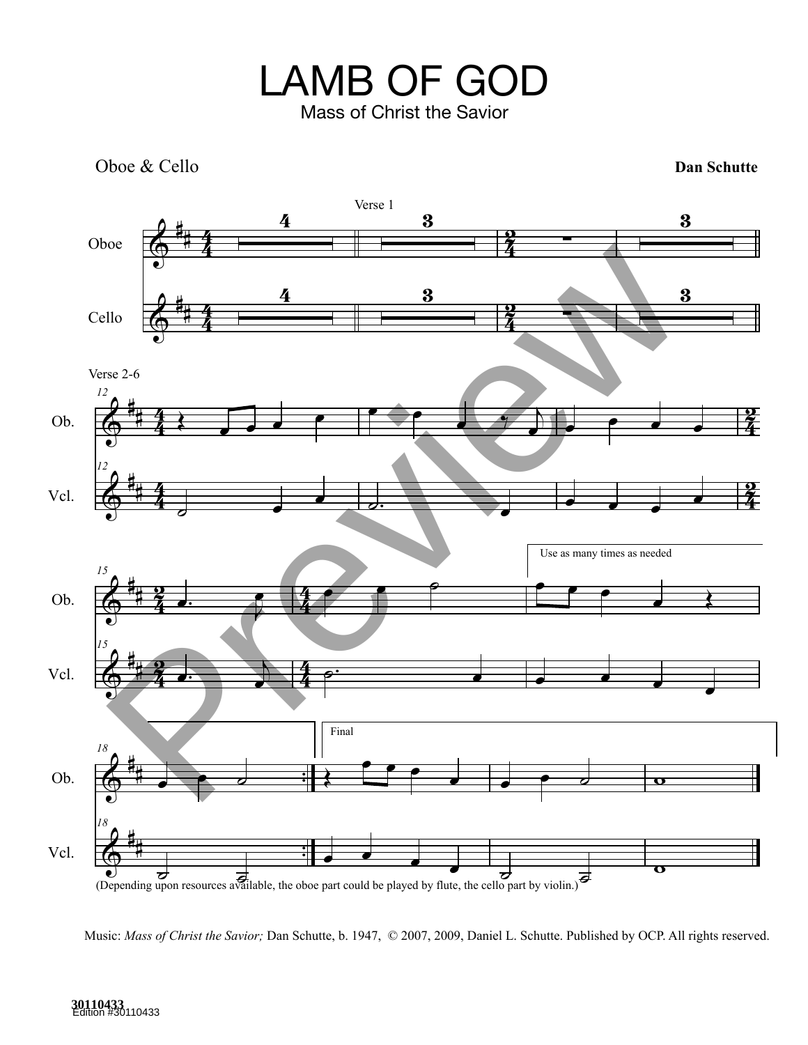# LAMB OF GOD

Mass of Christ the Savior

Oboe & Cello

**Dan Schutte**

(Depending upon resources available, the oboe part could be played by flute, the cello part by violin.)

Music: *Mass of Christ the Savior;* Dan Schutte, b. 1947, © 2007, 2009, Daniel L. Schutte. Published by OCP. All rights reserved.

30110433
Edition #30110433